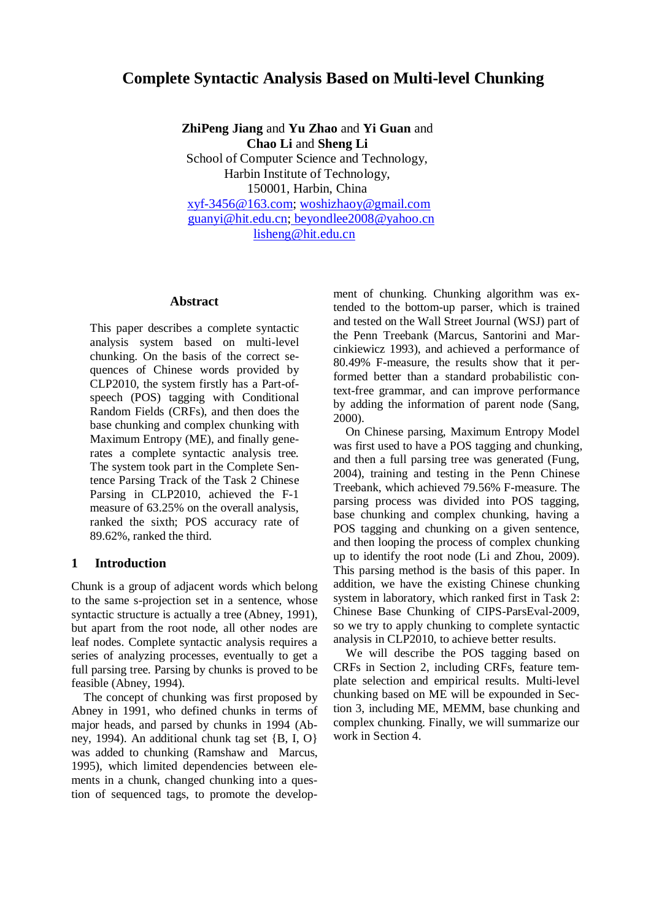# Complete Syntactic Analysis Based on Multi-level Chunking

**ZhiPeng Jiang** and **Yu Zhao** and **Yi Guan** and **Chao Li** and **Sheng Li**
School of Computer Science and Technology,
Harbin Institute of Technology,
150001, Harbin, China
xyf-3456@163.com; woshizhaoy@gmail.com
guanyi@hit.edu.cn; beyondlee2008@yahoo.cn
lisheng@hit.edu.cn

## Abstract

This paper describes a complete syntactic analysis system based on multi-level chunking. On the basis of the correct sequences of Chinese words provided by CLP2010, the system firstly has a Part-of-speech (POS) tagging with Conditional Random Fields (CRFs), and then does the base chunking and complex chunking with Maximum Entropy (ME), and finally generates a complete syntactic analysis tree. The system took part in the Complete Sentence Parsing Track of the Task 2 Chinese Parsing in CLP2010, achieved the F-1 measure of 63.25% on the overall analysis, ranked the sixth; POS accuracy rate of 89.62%, ranked the third.

## 1 Introduction

Chunk is a group of adjacent words which belong to the same s-projection set in a sentence, whose syntactic structure is actually a tree (Abney, 1991), but apart from the root node, all other nodes are leaf nodes. Complete syntactic analysis requires a series of analyzing processes, eventually to get a full parsing tree. Parsing by chunks is proved to be feasible (Abney, 1994).

The concept of chunking was first proposed by Abney in 1991, who defined chunks in terms of major heads, and parsed by chunks in 1994 (Abney, 1994). An additional chunk tag set {B, I, O} was added to chunking (Ramshaw and Marcus, 1995), which limited dependencies between elements in a chunk, changed chunking into a question of sequenced tags, to promote the development of chunking. Chunking algorithm was extended to the bottom-up parser, which is trained and tested on the Wall Street Journal (WSJ) part of the Penn Treebank (Marcus, Santorini and Marcinkiewicz 1993), and achieved a performance of 80.49% F-measure, the results show that it performed better than a standard probabilistic context-free grammar, and can improve performance by adding the information of parent node (Sang, 2000).

On Chinese parsing, Maximum Entropy Model was first used to have a POS tagging and chunking, and then a full parsing tree was generated (Fung, 2004), training and testing in the Penn Chinese Treebank, which achieved 79.56% F-measure. The parsing process was divided into POS tagging, base chunking and complex chunking, having a POS tagging and chunking on a given sentence, and then looping the process of complex chunking up to identify the root node (Li and Zhou, 2009). This parsing method is the basis of this paper. In addition, we have the existing Chinese chunking system in laboratory, which ranked first in Task 2: Chinese Base Chunking of CIPS-ParsEval-2009, so we try to apply chunking to complete syntactic analysis in CLP2010, to achieve better results.

We will describe the POS tagging based on CRFs in Section 2, including CRFs, feature template selection and empirical results. Multi-level chunking based on ME will be expounded in Section 3, including ME, MEMM, base chunking and complex chunking. Finally, we will summarize our work in Section 4.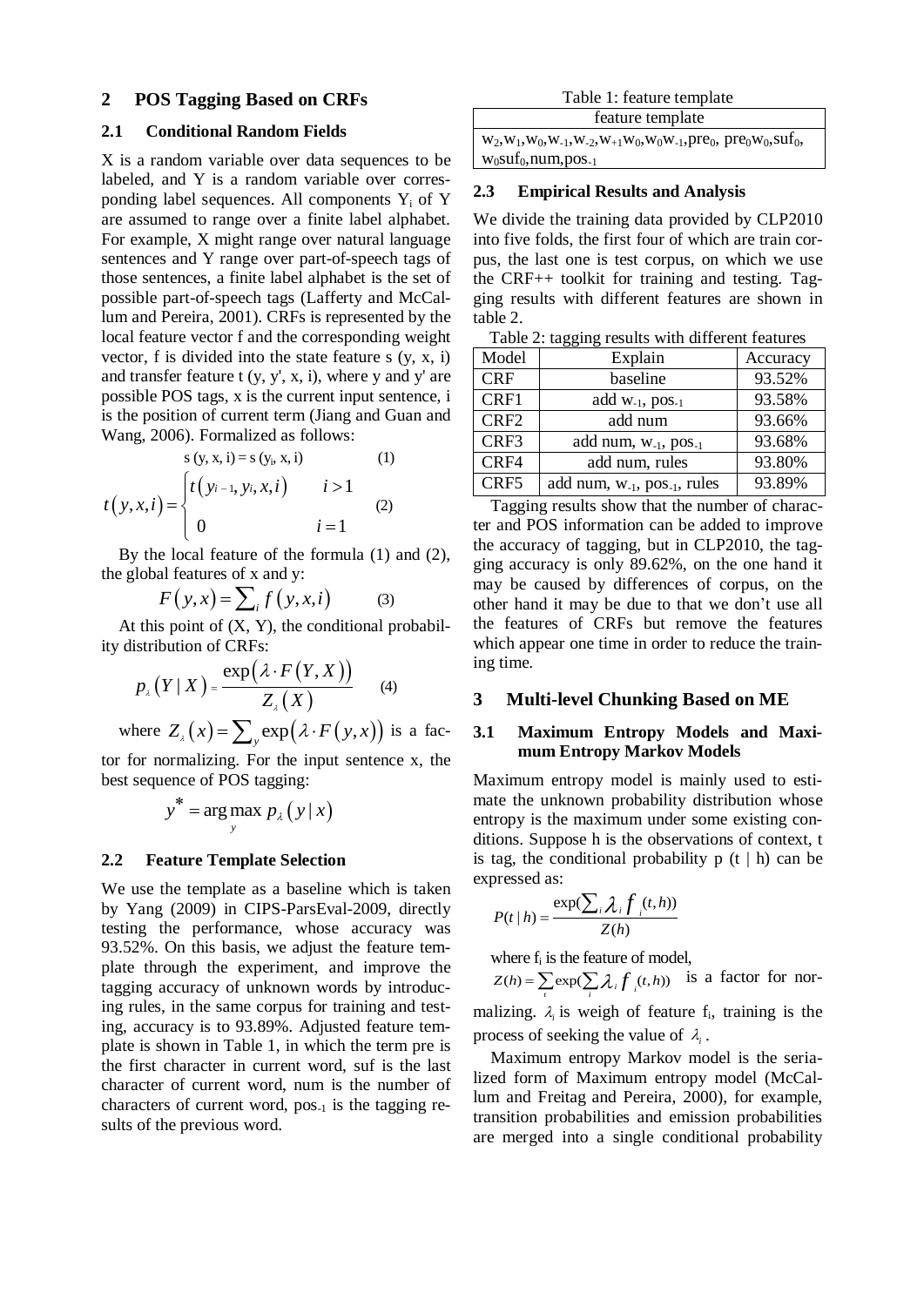## 2 POS Tagging Based on CRFs

### 2.1 Conditional Random Fields

X is a random variable over data sequences to be labeled, and Y is a random variable over corresponding label sequences. All components $Y_i$ of Y are assumed to range over a finite label alphabet. For example, X might range over natural language sentences and Y range over part-of-speech tags of those sentences, a finite label alphabet is the set of possible part-of-speech tags (Lafferty and McCallum and Pereira, 2001). CRFs is represented by the local feature vector f and the corresponding weight vector, f is divided into the state feature s (y, x, i) and transfer feature t (y, y', x, i), where y and y' are possible POS tags, x is the current input sentence, i is the position of current term (Jiang and Guan and Wang, 2006). Formalized as follows:

$$s(y, x, i) = s(y_i, x, i) \qquad (1)$$

$$t(y,x,i) = \begin{cases} t(y_{i-1}, y_i, x, i) & i > 1 \\ 0 & i = 1 \end{cases} \qquad (2)$$

By the local feature of the formula (1) and (2), the global features of x and y:

$$F(y,x) = \sum_i f(y,x,i) \qquad (3)$$

At this point of (X, Y), the conditional probability distribution of CRFs:

$$p_\lambda(Y \mid X) = \frac{\exp(\lambda \cdot F(Y,X))}{Z_\lambda(X)} \qquad (4)$$

where $Z_\lambda(x) = \sum_y \exp(\lambda \cdot F(y,x))$ is a factor for normalizing. For the input sentence x, the best sequence of POS tagging:

$$y^* = \arg\max_y p_\lambda(y \mid x)$$

### 2.2 Feature Template Selection

We use the template as a baseline which is taken by Yang (2009) in CIPS-ParsEval-2009, directly testing the performance, whose accuracy was 93.52%. On this basis, we adjust the feature template through the experiment, and improve the tagging accuracy of unknown words by introducing rules, in the same corpus for training and testing, accuracy is to 93.89%. Adjusted feature template is shown in Table 1, in which the term pre is the first character in current word, suf is the last character of current word, num is the number of characters of current word, $pos_{-1}$ is the tagging results of the previous word.

Table 1: feature template

| feature template |
|---|
| $w_2, w_1, w_0, w_{-1}, w_{-2}, w_{+1}w_0, w_0w_{-1}, pre_0, pre_0w_0, suf_0, w_0suf_0, num, pos_{-1}$ |

### 2.3 Empirical Results and Analysis

We divide the training data provided by CLP2010 into five folds, the first four of which are train corpus, the last one is test corpus, on which we use the CRF++ toolkit for training and testing. Tagging results with different features are shown in table 2.

Table 2: tagging results with different features

| Model | Explain | Accuracy |
|---|---|---|
| CRF | baseline | 93.52% |
| CRF1 | add $w_{-1}$, $pos_{-1}$ | 93.58% |
| CRF2 | add num | 93.66% |
| CRF3 | add num, $w_{-1}$, $pos_{-1}$ | 93.68% |
| CRF4 | add num, rules | 93.80% |
| CRF5 | add num, $w_{-1}$, $pos_{-1}$, rules | 93.89% |

Tagging results show that the number of character and POS information can be added to improve the accuracy of tagging, but in CLP2010, the tagging accuracy is only 89.62%, on the one hand it may be caused by differences of corpus, on the other hand it may be due to that we don't use all the features of CRFs but remove the features which appear one time in order to reduce the training time.

## 3 Multi-level Chunking Based on ME

### 3.1 Maximum Entropy Models and Maximum Entropy Markov Models

Maximum entropy model is mainly used to estimate the unknown probability distribution whose entropy is the maximum under some existing conditions. Suppose h is the observations of context, t is tag, the conditional probability p (t | h) can be expressed as:

$$P(t \mid h) = \frac{\exp(\sum_i \lambda_i f_i(t,h))}{Z(h)}$$

where $f_i$ is the feature of model, $Z(h) = \sum_t \exp(\sum_i \lambda_i f_i(t,h))$ is a factor for normalizing. $\lambda_i$ is weigh of feature $f_i$, training is the process of seeking the value of $\lambda_i$.

Maximum entropy Markov model is the serialized form of Maximum entropy model (McCallum and Freitag and Pereira, 2000), for example, transition probabilities and emission probabilities are merged into a single conditional probability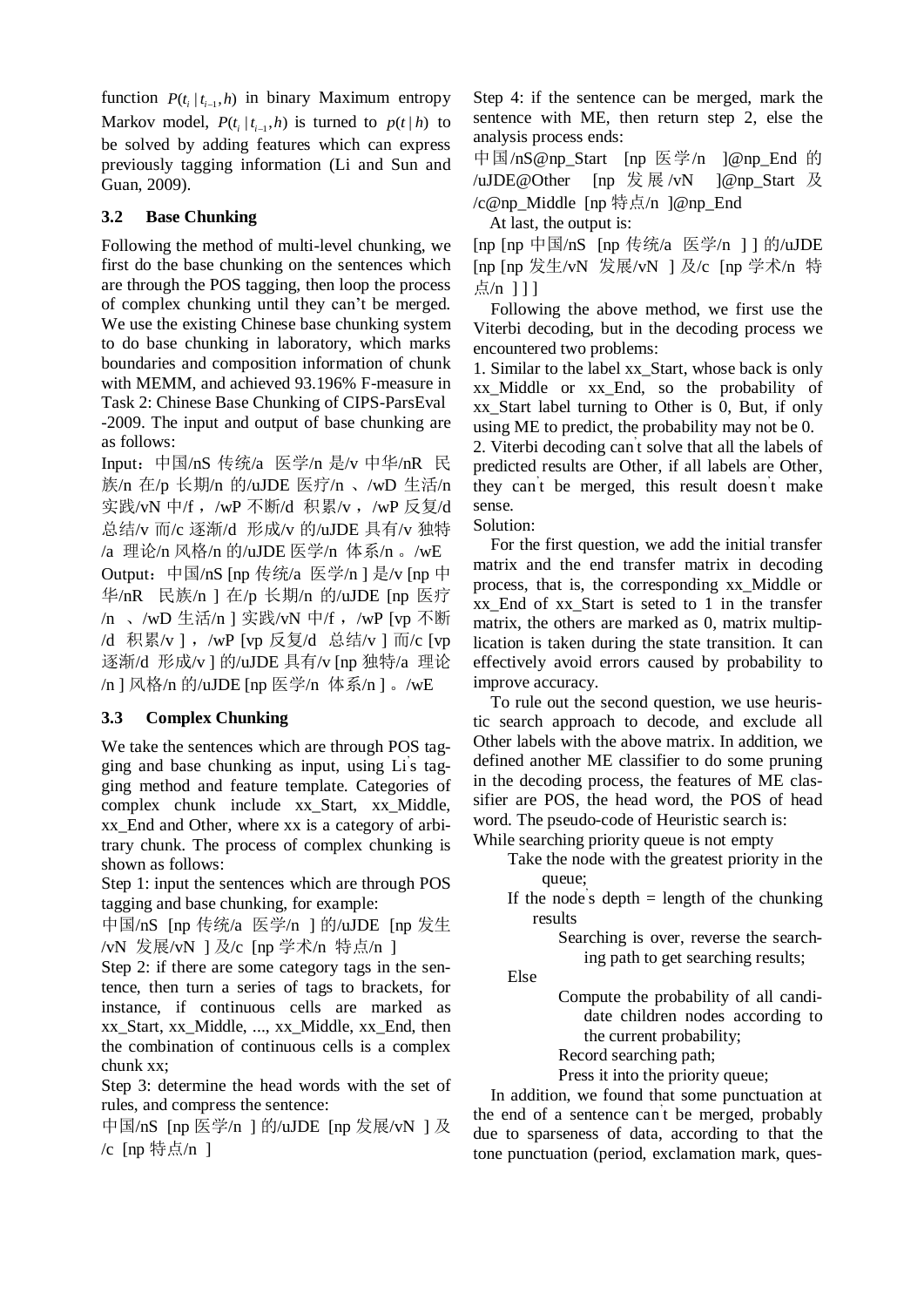function $P(t_i | t_{i-1}, h)$ in binary Maximum entropy Markov model, $P(t_i | t_{i-1}, h)$ is turned to $p(t|h)$ to be solved by adding features which can express previously tagging information (Li and Sun and Guan, 2009).

### 3.2 Base Chunking

Following the method of multi-level chunking, we first do the base chunking on the sentences which are through the POS tagging, then loop the process of complex chunking until they can't be merged. We use the existing Chinese base chunking system to do base chunking in laboratory, which marks boundaries and composition information of chunk with MEMM, and achieved 93.196% F-measure in Task 2: Chinese Base Chunking of CIPS-ParsEval -2009. The input and output of base chunking are as follows:

Input：中国/nS 传统/a 医学/n 是/v 中华/nR 民族/n 在/p 长期/n 的/uJDE 医疗/n 、/wD 生活/n 实践/vN 中/f ，/wP 不断/d 积累/v ，/wP 反复/d 总结/v 而/c 逐渐/d 形成/v 的/uJDE 具有/v 独特/a 理论/n 风格/n 的/uJDE 医学/n 体系/n 。/wE

Output：中国/nS [np 传统/a 医学/n ] 是/v [np 中华/nR 民族/n ] 在/p 长期/n 的/uJDE [np 医疗/n 、/wD 生活/n ] 实践/vN 中/f ，/wP [vp 不断/d 积累/v ] ，/wP [vp 反复/d 总结/v ] 而/c [vp 逐渐/d 形成/v ] 的/uJDE 具有/v [np 独特/a 理论/n ] 风格/n 的/uJDE [np 医学/n 体系/n ] 。/wE

### 3.3 Complex Chunking

We take the sentences which are through POS tagging and base chunking as input, using Li's tagging method and feature template. Categories of complex chunk include xx_Start, xx_Middle, xx_End and Other, where xx is a category of arbitrary chunk. The process of complex chunking is shown as follows:

Step 1: input the sentences which are through POS tagging and base chunking, for example:

中国/nS [np 传统/a 医学/n ] 的/uJDE [np 发生/vN 发展/vN ] 及/c [np 学术/n 特点/n ]

Step 2: if there are some category tags in the sentence, then turn a series of tags to brackets, for instance, if continuous cells are marked as xx_Start, xx_Middle, ..., xx_Middle, xx_End, then the combination of continuous cells is a complex chunk xx;

Step 3: determine the head words with the set of rules, and compress the sentence:

中国/nS [np 医学/n ] 的/uJDE [np 发展/vN ] 及/c [np 特点/n ]

Step 4: if the sentence can be merged, mark the sentence with ME, then return step 2, else the analysis process ends:

中国/nS@np_Start [np 医学/n ]@np_End 的/uJDE@Other [np 发展/vN ]@np_Start 及/c@np_Middle [np 特点/n ]@np_End

At last, the output is:

[np [np 中国/nS [np 传统/a 医学/n ] ] 的/uJDE [np [np 发生/vN 发展/vN ] 及/c [np 学术/n 特点/n ] ] ]

Following the above method, we first use the Viterbi decoding, but in the decoding process we encountered two problems:

1. Similar to the label xx_Start, whose back is only xx_Middle or xx_End, so the probability of xx_Start label turning to Other is 0, But, if only using ME to predict, the probability may not be 0.
2. Viterbi decoding can't solve that all the labels of predicted results are Other, if all labels are Other, they can't be merged, this result doesn't make sense.

Solution:

For the first question, we add the initial transfer matrix and the end transfer matrix in decoding process, that is, the corresponding xx_Middle or xx_End of xx_Start is seted to 1 in the transfer matrix, the others are marked as 0, matrix multiplication is taken during the state transition. It can effectively avoid errors caused by probability to improve accuracy.

To rule out the second question, we use heuristic search approach to decode, and exclude all Other labels with the above matrix. In addition, we defined another ME classifier to do some pruning in the decoding process, the features of ME classifier are POS, the head word, the POS of head word. The pseudo-code of Heuristic search is:

```
While searching priority queue is not empty
    Take the node with the greatest priority in the queue;
    If the node's depth = length of the chunking results
        Searching is over, reverse the searching path to get searching results;
    Else
        Compute the probability of all candidate children nodes according to the current probability;
        Record searching path;
        Press it into the priority queue;
```

In addition, we found that some punctuation at the end of a sentence can't be merged, probably due to sparseness of data, according to that the tone punctuation (period, exclamation mark, ques-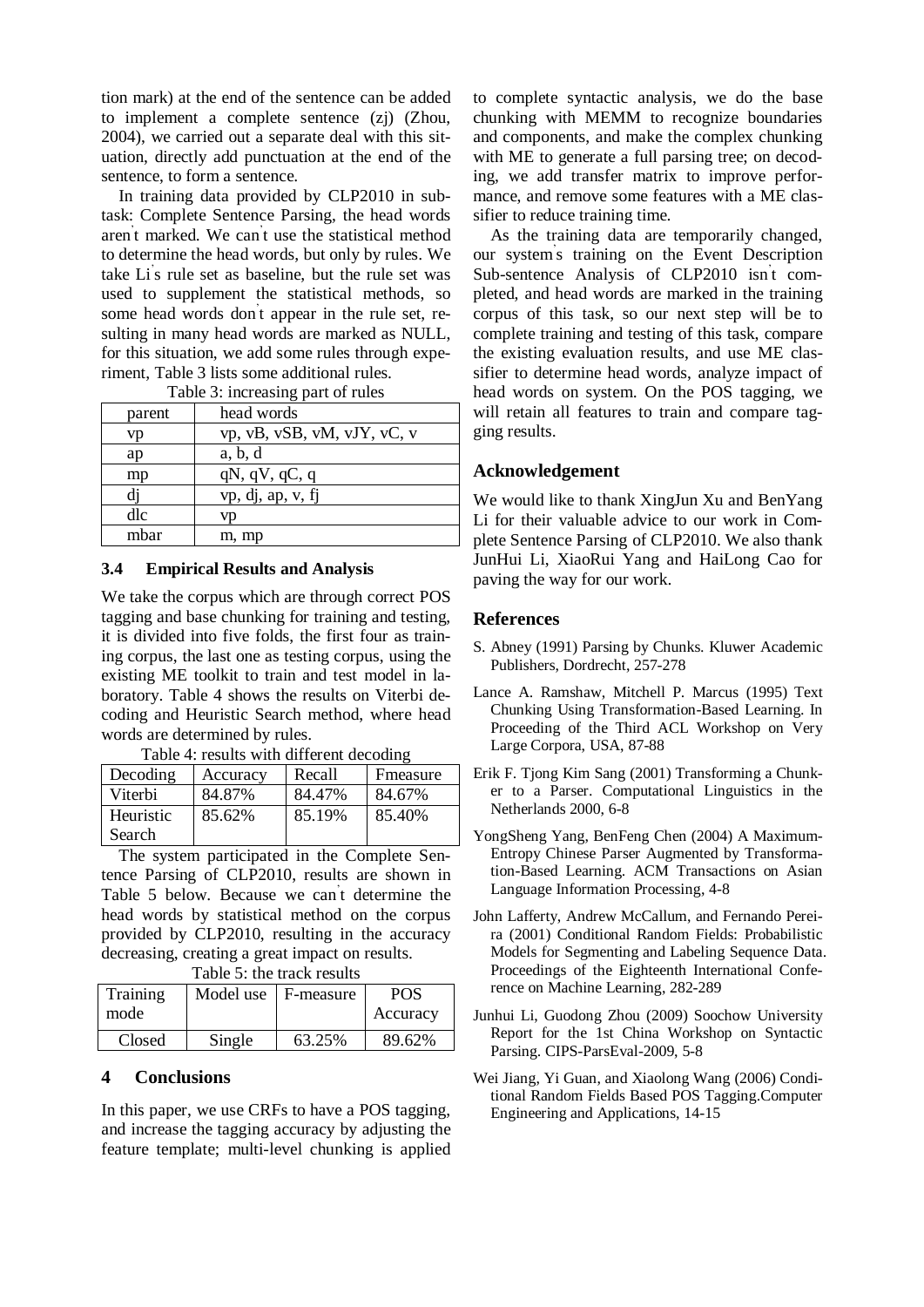tion mark) at the end of the sentence can be added to implement a complete sentence (zj) (Zhou, 2004), we carried out a separate deal with this situation, directly add punctuation at the end of the sentence, to form a sentence.

In training data provided by CLP2010 in subtask: Complete Sentence Parsing, the head words aren't marked. We can't use the statistical method to determine the head words, but only by rules. We take Li's rule set as baseline, but the rule set was used to supplement the statistical methods, so some head words don't appear in the rule set, resulting in many head words are marked as NULL, for this situation, we add some rules through experiment, Table 3 lists some additional rules.

Table 3: increasing part of rules

| parent | head words |
|---|---|
| vp | vp, vB, vSB, vM, vJY, vC, v |
| ap | a, b, d |
| mp | qN, qV, qC, q |
| dj | vp, dj, ap, v, fj |
| dlc | vp |
| mbar | m, mp |

### 3.4 Empirical Results and Analysis

We take the corpus which are through correct POS tagging and base chunking for training and testing, it is divided into five folds, the first four as training corpus, the last one as testing corpus, using the existing ME toolkit to train and test model in laboratory. Table 4 shows the results on Viterbi decoding and Heuristic Search method, where head words are determined by rules.

Table 4: results with different decoding

| Decoding | Accuracy | Recall | Fmeasure |
|---|---|---|---|
| Viterbi | 84.87% | 84.47% | 84.67% |
| Heuristic Search | 85.62% | 85.19% | 85.40% |

The system participated in the Complete Sentence Parsing of CLP2010, results are shown in Table 5 below. Because we can't determine the head words by statistical method on the corpus provided by CLP2010, resulting in the accuracy decreasing, creating a great impact on results.

Table 5: the track results

| Training mode | Model use | F-measure | POS Accuracy |
|---|---|---|---|
| Closed | Single | 63.25% | 89.62% |

## 4 Conclusions

In this paper, we use CRFs to have a POS tagging, and increase the tagging accuracy by adjusting the feature template; multi-level chunking is applied to complete syntactic analysis, we do the base chunking with MEMM to recognize boundaries and components, and make the complex chunking with ME to generate a full parsing tree; on decoding, we add transfer matrix to improve performance, and remove some features with a ME classifier to reduce training time.

As the training data are temporarily changed, our system's training on the Event Description Sub-sentence Analysis of CLP2010 isn't completed, and head words are marked in the training corpus of this task, so our next step will be to complete training and testing of this task, compare the existing evaluation results, and use ME classifier to determine head words, analyze impact of head words on system. On the POS tagging, we will retain all features to train and compare tagging results.

## Acknowledgement

We would like to thank XingJun Xu and BenYang Li for their valuable advice to our work in Complete Sentence Parsing of CLP2010. We also thank JunHui Li, XiaoRui Yang and HaiLong Cao for paving the way for our work.

## References

S. Abney (1991) Parsing by Chunks. Kluwer Academic Publishers, Dordrecht, 257-278

Lance A. Ramshaw, Mitchell P. Marcus (1995) Text Chunking Using Transformation-Based Learning. In Proceeding of the Third ACL Workshop on Very Large Corpora, USA, 87-88

Erik F. Tjong Kim Sang (2001) Transforming a Chunker to a Parser. Computational Linguistics in the Netherlands 2000, 6-8

YongSheng Yang, BenFeng Chen (2004) A Maximum-Entropy Chinese Parser Augmented by Transformation-Based Learning. ACM Transactions on Asian Language Information Processing, 4-8

John Lafferty, Andrew McCallum, and Fernando Pereira (2001) Conditional Random Fields: Probabilistic Models for Segmenting and Labeling Sequence Data. Proceedings of the Eighteenth International Conference on Machine Learning, 282-289

Junhui Li, Guodong Zhou (2009) Soochow University Report for the 1st China Workshop on Syntactic Parsing. CIPS-ParsEval-2009, 5-8

Wei Jiang, Yi Guan, and Xiaolong Wang (2006) Conditional Random Fields Based POS Tagging.Computer Engineering and Applications, 14-15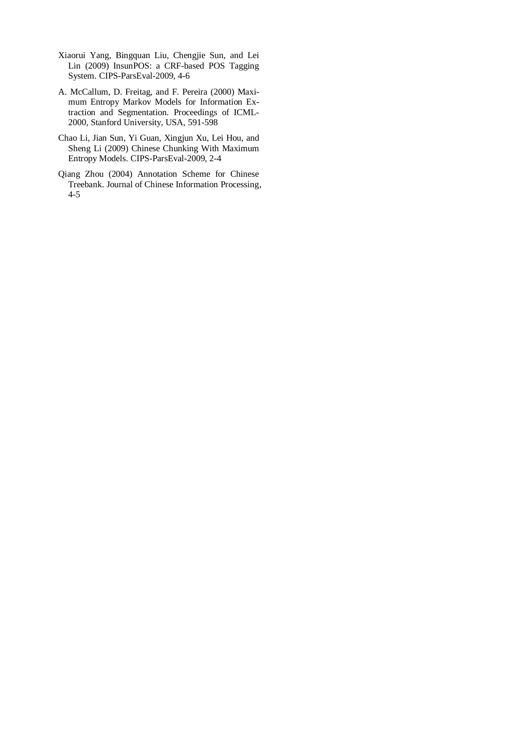Xiaorui Yang, Bingquan Liu, Chengjie Sun, and Lei Lin (2009) InsunPOS: a CRF-based POS Tagging System. CIPS-ParsEval-2009, 4-6

A. McCallum, D. Freitag, and F. Pereira (2000) Maximum Entropy Markov Models for Information Extraction and Segmentation. Proceedings of ICML-2000, Stanford University, USA, 591-598

Chao Li, Jian Sun, Yi Guan, Xingjun Xu, Lei Hou, and Sheng Li (2009) Chinese Chunking With Maximum Entropy Models. CIPS-ParsEval-2009, 2-4

Qiang Zhou (2004) Annotation Scheme for Chinese Treebank. Journal of Chinese Information Processing, 4-5